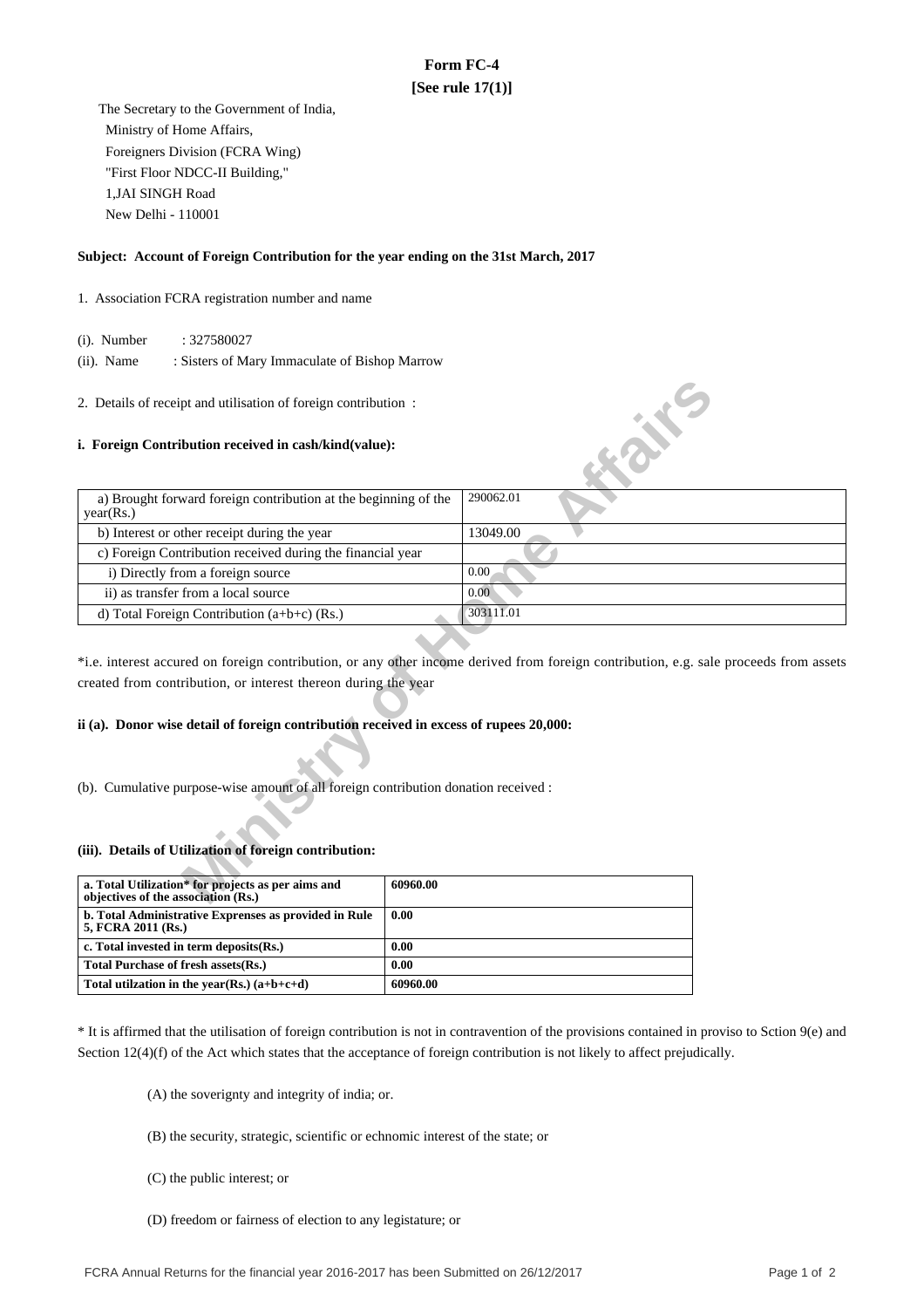# Form FC-4

**[See rule 17(1)]**

The Secretary to the Government of India,
Ministry of Home Affairs,
Foreigners Division (FCRA Wing)
"First Floor NDCC-II Building,"
1,JAI SINGH Road
New Delhi - 110001

**Subject: Account of Foreign Contribution for the year ending on the 31st March, 2017**

1. Association FCRA registration number and name

(i). Number : 327580027

(ii). Name : Sisters of Mary Immaculate of Bishop Marrow

2. Details of receipt and utilisation of foreign contribution :

**i. Foreign Contribution received in cash/kind(value):**

| | |
|---|---|
| a) Brought forward foreign contribution at the beginning of the year(Rs.) | 290062.01 |
| b) Interest or other receipt during the year | 13049.00 |
| c) Foreign Contribution received during the financial year | |
| i) Directly from a foreign source | 0.00 |
| ii) as transfer from a local source | 0.00 |
| d) Total Foreign Contribution (a+b+c) (Rs.) | 303111.01 |

*i.e. interest accured on foreign contribution, or any other income derived from foreign contribution, e.g. sale proceeds from assets created from contribution, or interest thereon during the year

**ii (a). Donor wise detail of foreign contribution received in excess of rupees 20,000:**

(b). Cumulative purpose-wise amount of all foreign contribution donation received :

**(iii). Details of Utilization of foreign contribution:**

| | |
|---|---|
| **a. Total Utilization* for projects as per aims and objectives of the association (Rs.)** | **60960.00** |
| **b. Total Administrative Exprenses as provided in Rule 5, FCRA 2011 (Rs.)** | **0.00** |
| **c. Total invested in term deposits(Rs.)** | **0.00** |
| **Total Purchase of fresh assets(Rs.)** | **0.00** |
| **Total utilzation in the year(Rs.) (a+b+c+d)** | **60960.00** |

* It is affirmed that the utilisation of foreign contribution is not in contravention of the provisions contained in proviso to Sction 9(e) and Section 12(4)(f) of the Act which states that the acceptance of foreign contribution is not likely to affect prejudically.

(A) the soverignty and integrity of india; or.

(B) the security, strategic, scientific or echnomic interest of the state; or

(C) the public interest; or

(D) freedom or fairness of election to any legistature; or

FCRA Annual Returns for the financial year 2016-2017 has been Submitted on 26/12/2017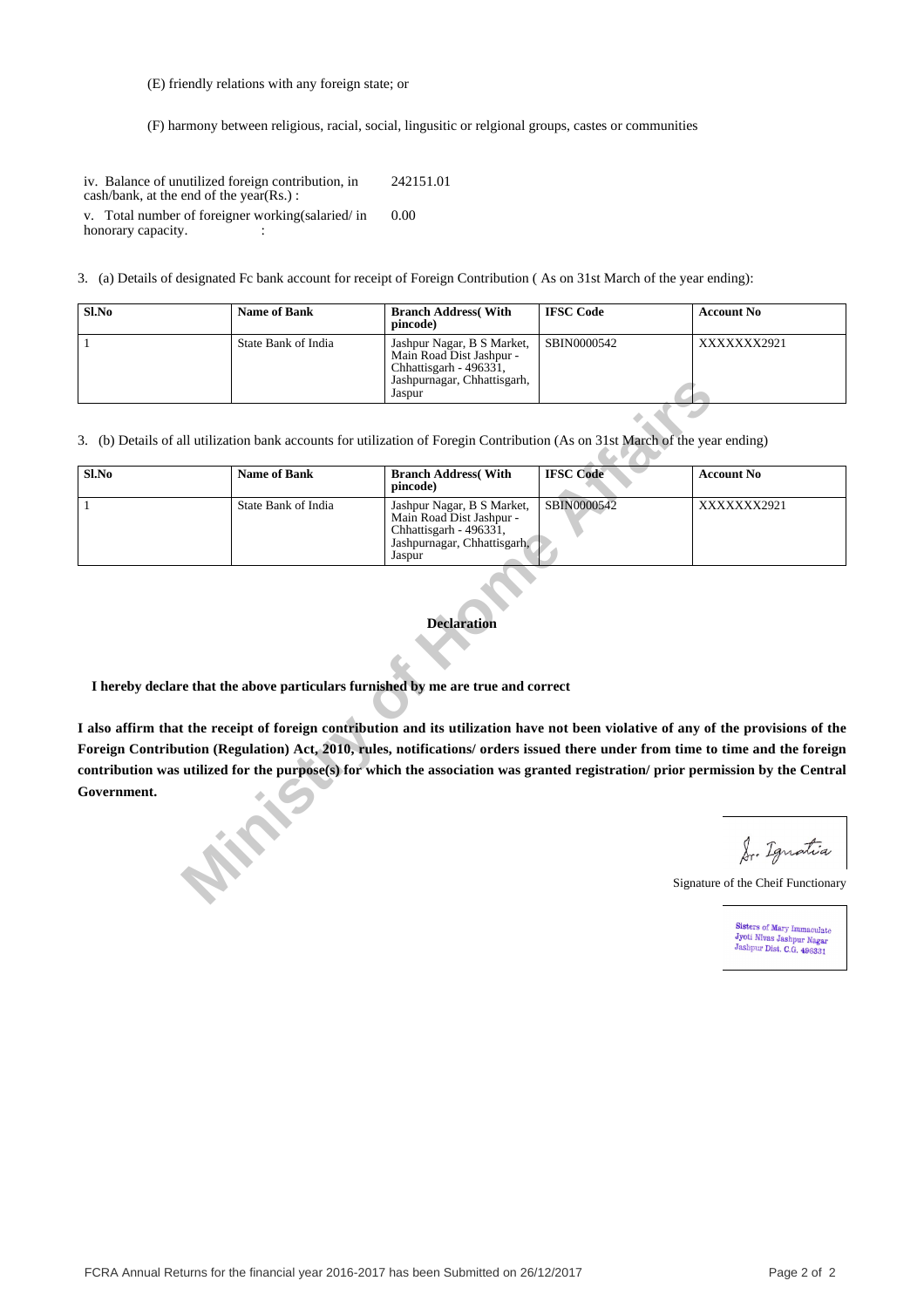(E) friendly relations with any foreign state; or

(F) harmony between religious, racial, social, lingusitic or relgional groups, castes or communities

iv. Balance of unutilized foreign contribution, in cash/bank, at the end of the year(Rs.) : 242151.01

v. Total number of foreigner working(salaried/ in honorary capacity. : 0.00

3. (a) Details of designated Fc bank account for receipt of Foreign Contribution ( As on 31st March of the year ending):

| Sl.No | Name of Bank | Branch Address( With pincode) | IFSC Code | Account No |
|---|---|---|---|---|
| 1 | State Bank of India | Jashpur Nagar, B S Market, Main Road Dist Jashpur - Chhattisgarh - 496331, Jashpurnagar, Chhattisgarh, Jaspur | SBIN0000542 | XXXXXXX2921 |

3. (b) Details of all utilization bank accounts for utilization of Foregin Contribution (As on 31st March of the year ending)

| Sl.No | Name of Bank | Branch Address( With pincode) | IFSC Code | Account No |
|---|---|---|---|---|
| 1 | State Bank of India | Jashpur Nagar, B S Market, Main Road Dist Jashpur - Chhattisgarh - 496331, Jashpurnagar, Chhattisgarh, Jaspur | SBIN0000542 | XXXXXXX2921 |

**Declaration**

**I hereby declare that the above particulars furnished by me are true and correct**

**I also affirm that the receipt of foreign contribution and its utilization have not been violative of any of the provisions of the Foreign Contribution (Regulation) Act, 2010, rules, notifications/ orders issued there under from time to time and the foreign contribution was utilized for the purpose(s) for which the association was granted registration/ prior permission by the Central Government.**

Sr. Ignatia

Signature of the Cheif Functionary

Sisters of Mary Immaculate
Jyoti Nivas Jashpur Nagar
Jashpur Dist. C.G. 496331

FCRA Annual Returns for the financial year 2016-2017 has been Submitted on 26/12/2017